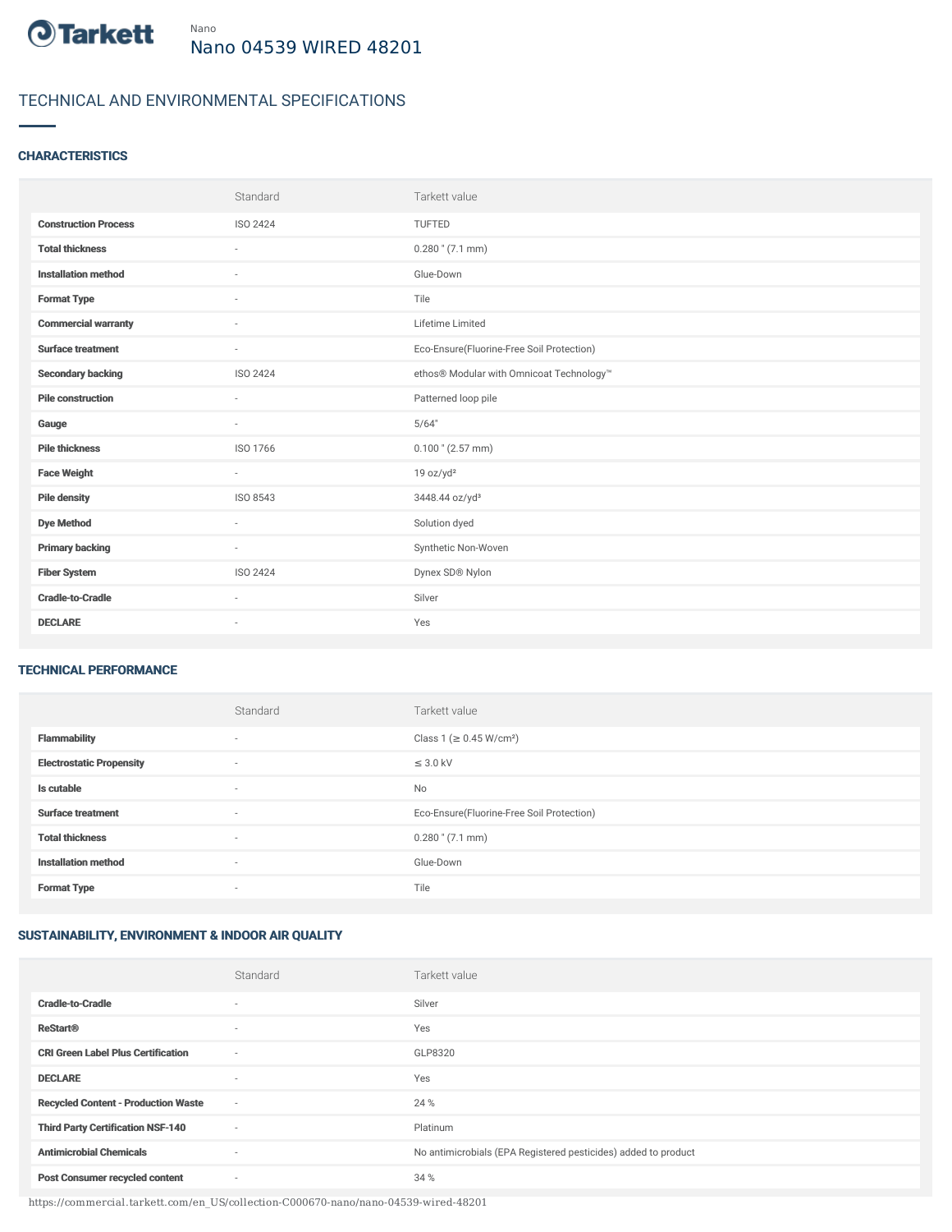Nano

# Nano 04539 WIRED 48201

## TECHNICAL AND ENVIRONMENTAL SPECIFICATIONS

### CHARACTERISTICS

| | Standard | Tarkett value |
|---|---|---|
| **Construction Process** | ISO 2424 | TUFTED |
| **Total thickness** | - | 0.280 " (7.1 mm) |
| **Installation method** | - | Glue-Down |
| **Format Type** | - | Tile |
| **Commercial warranty** | - | Lifetime Limited |
| **Surface treatment** | - | Eco-Ensure(Fluorine-Free Soil Protection) |
| **Secondary backing** | ISO 2424 | ethos® Modular with Omnicoat Technology™ |
| **Pile construction** | - | Patterned loop pile |
| **Gauge** | - | 5/64" |
| **Pile thickness** | ISO 1766 | 0.100 " (2.57 mm) |
| **Face Weight** | - | 19 oz/yd² |
| **Pile density** | ISO 8543 | 3448.44 oz/yd³ |
| **Dye Method** | - | Solution dyed |
| **Primary backing** | - | Synthetic Non-Woven |
| **Fiber System** | ISO 2424 | Dynex SD® Nylon |
| **Cradle-to-Cradle** | - | Silver |
| **DECLARE** | - | Yes |

### TECHNICAL PERFORMANCE

| | Standard | Tarkett value |
|---|---|---|
| **Flammability** | - | Class 1 (≥ 0.45 W/cm²) |
| **Electrostatic Propensity** | - | ≤ 3.0 kV |
| **Is cutable** | - | No |
| **Surface treatment** | - | Eco-Ensure(Fluorine-Free Soil Protection) |
| **Total thickness** | - | 0.280 " (7.1 mm) |
| **Installation method** | - | Glue-Down |
| **Format Type** | - | Tile |

### SUSTAINABILITY, ENVIRONMENT & INDOOR AIR QUALITY

| | Standard | Tarkett value |
|---|---|---|
| **Cradle-to-Cradle** | - | Silver |
| **ReStart®** | - | Yes |
| **CRI Green Label Plus Certification** | - | GLP8320 |
| **DECLARE** | - | Yes |
| **Recycled Content - Production Waste** | - | 24 % |
| **Third Party Certification NSF-140** | - | Platinum |
| **Antimicrobial Chemicals** | - | No antimicrobials (EPA Registered pesticides) added to product |
| **Post Consumer recycled content** | - | 34 % |

https://commercial.tarkett.com/en_US/collection-C000670-nano/nano-04539-wired-48201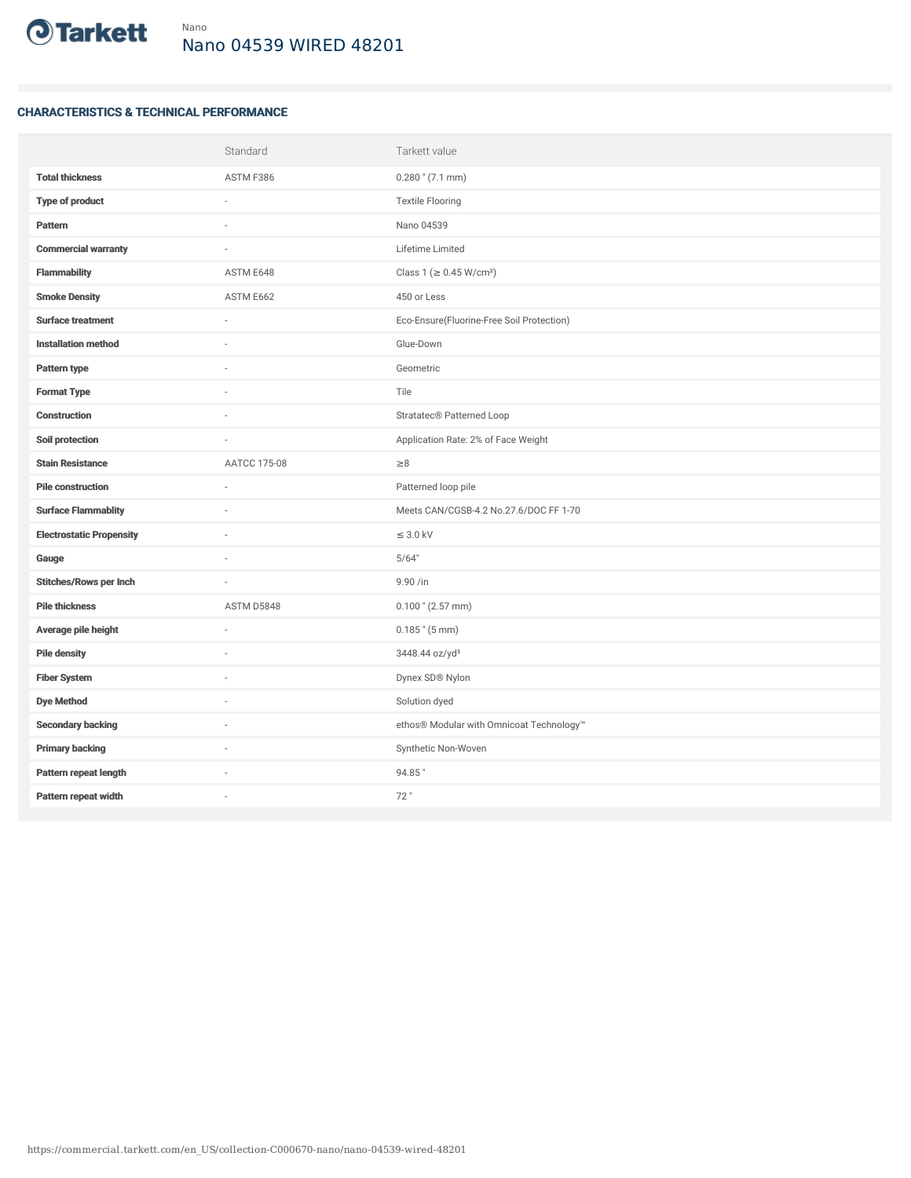Nano

# Nano 04539 WIRED 48201

## CHARACTERISTICS & TECHNICAL PERFORMANCE

| | Standard | Tarkett value |
|---|---|---|
| **Total thickness** | ASTM F386 | 0.280 " (7.1 mm) |
| **Type of product** | - | Textile Flooring |
| **Pattern** | - | Nano 04539 |
| **Commercial warranty** | - | Lifetime Limited |
| **Flammability** | ASTM E648 | Class 1 (≥ 0.45 W/cm²) |
| **Smoke Density** | ASTM E662 | 450 or Less |
| **Surface treatment** | - | Eco-Ensure(Fluorine-Free Soil Protection) |
| **Installation method** | - | Glue-Down |
| **Pattern type** | - | Geometric |
| **Format Type** | - | Tile |
| **Construction** | - | Stratatec® Patterned Loop |
| **Soil protection** | - | Application Rate: 2% of Face Weight |
| **Stain Resistance** | AATCC 175-08 | ≥8 |
| **Pile construction** | - | Patterned loop pile |
| **Surface Flammablity** | - | Meets CAN/CGSB-4.2 No.27.6/DOC FF 1-70 |
| **Electrostatic Propensity** | - | ≤ 3.0 kV |
| **Gauge** | - | 5/64" |
| **Stitches/Rows per Inch** | - | 9.90 /in |
| **Pile thickness** | ASTM D5848 | 0.100 " (2.57 mm) |
| **Average pile height** | - | 0.185 " (5 mm) |
| **Pile density** | - | 3448.44 oz/yd³ |
| **Fiber System** | - | Dynex SD® Nylon |
| **Dye Method** | - | Solution dyed |
| **Secondary backing** | - | ethos® Modular with Omnicoat Technology™ |
| **Primary backing** | - | Synthetic Non-Woven |
| **Pattern repeat length** | - | 94.85 " |
| **Pattern repeat width** | - | 72 " |